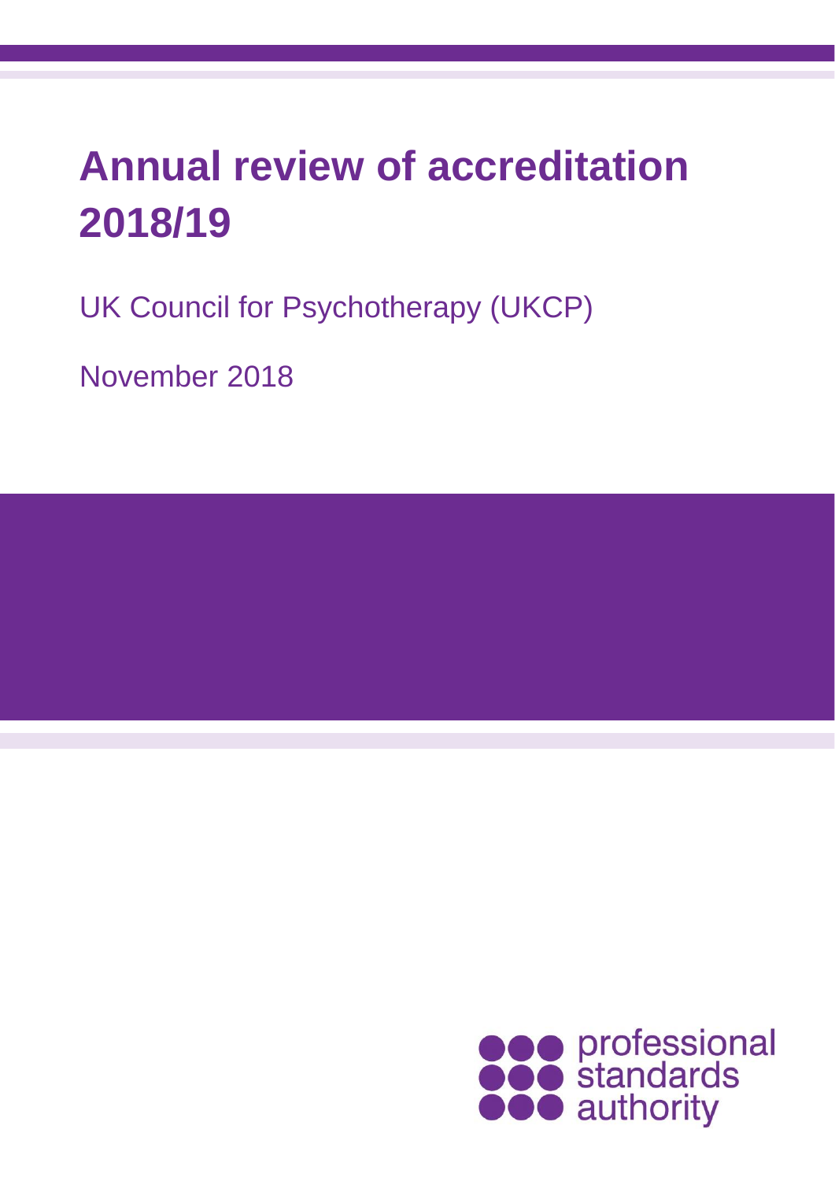# Annual review of accreditation 2018/19

UK Council for Psychotherapy (UKCP)

November 2018

professional standards authority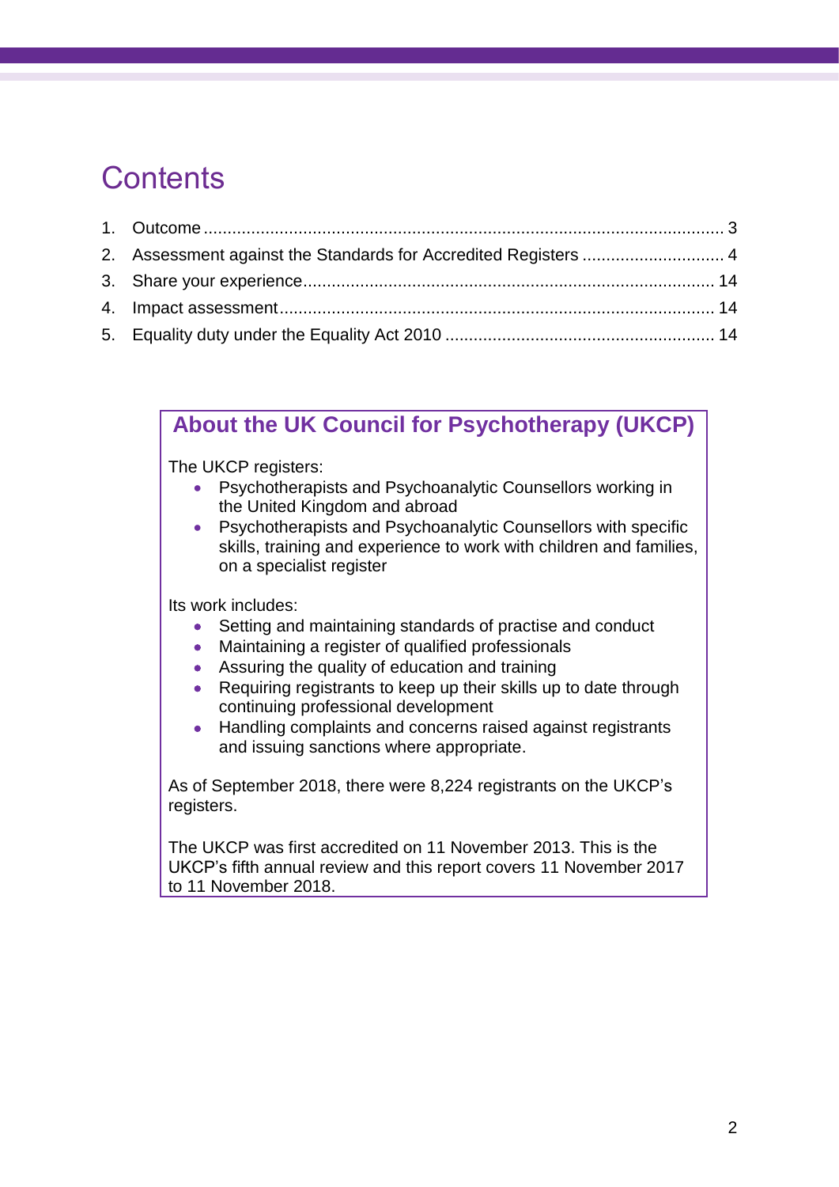# Contents

1. Outcome .......... 3
2. Assessment against the Standards for Accredited Registers .......... 4
3. Share your experience .......... 14
4. Impact assessment .......... 14
5. Equality duty under the Equality Act 2010 .......... 14

## About the UK Council for Psychotherapy (UKCP)

The UKCP registers:

- Psychotherapists and Psychoanalytic Counsellors working in the United Kingdom and abroad
- Psychotherapists and Psychoanalytic Counsellors with specific skills, training and experience to work with children and families, on a specialist register

Its work includes:

- Setting and maintaining standards of practise and conduct
- Maintaining a register of qualified professionals
- Assuring the quality of education and training
- Requiring registrants to keep up their skills up to date through continuing professional development
- Handling complaints and concerns raised against registrants and issuing sanctions where appropriate.

As of September 2018, there were 8,224 registrants on the UKCP's registers.

The UKCP was first accredited on 11 November 2013. This is the UKCP's fifth annual review and this report covers 11 November 2017 to 11 November 2018.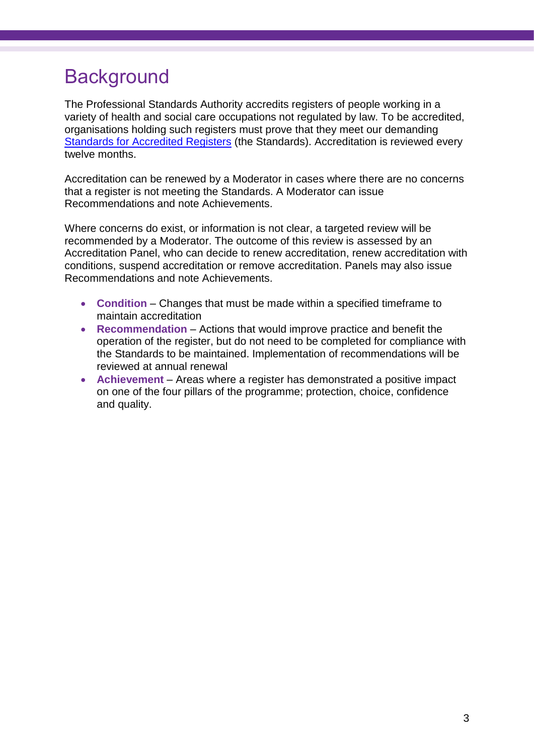# Background

The Professional Standards Authority accredits registers of people working in a variety of health and social care occupations not regulated by law. To be accredited, organisations holding such registers must prove that they meet our demanding [Standards for Accredited Registers] (the Standards). Accreditation is reviewed every twelve months.

Accreditation can be renewed by a Moderator in cases where there are no concerns that a register is not meeting the Standards. A Moderator can issue Recommendations and note Achievements.

Where concerns do exist, or information is not clear, a targeted review will be recommended by a Moderator. The outcome of this review is assessed by an Accreditation Panel, who can decide to renew accreditation, renew accreditation with conditions, suspend accreditation or remove accreditation. Panels may also issue Recommendations and note Achievements.

- **Condition** – Changes that must be made within a specified timeframe to maintain accreditation
- **Recommendation** – Actions that would improve practice and benefit the operation of the register, but do not need to be completed for compliance with the Standards to be maintained. Implementation of recommendations will be reviewed at annual renewal
- **Achievement** – Areas where a register has demonstrated a positive impact on one of the four pillars of the programme; protection, choice, confidence and quality.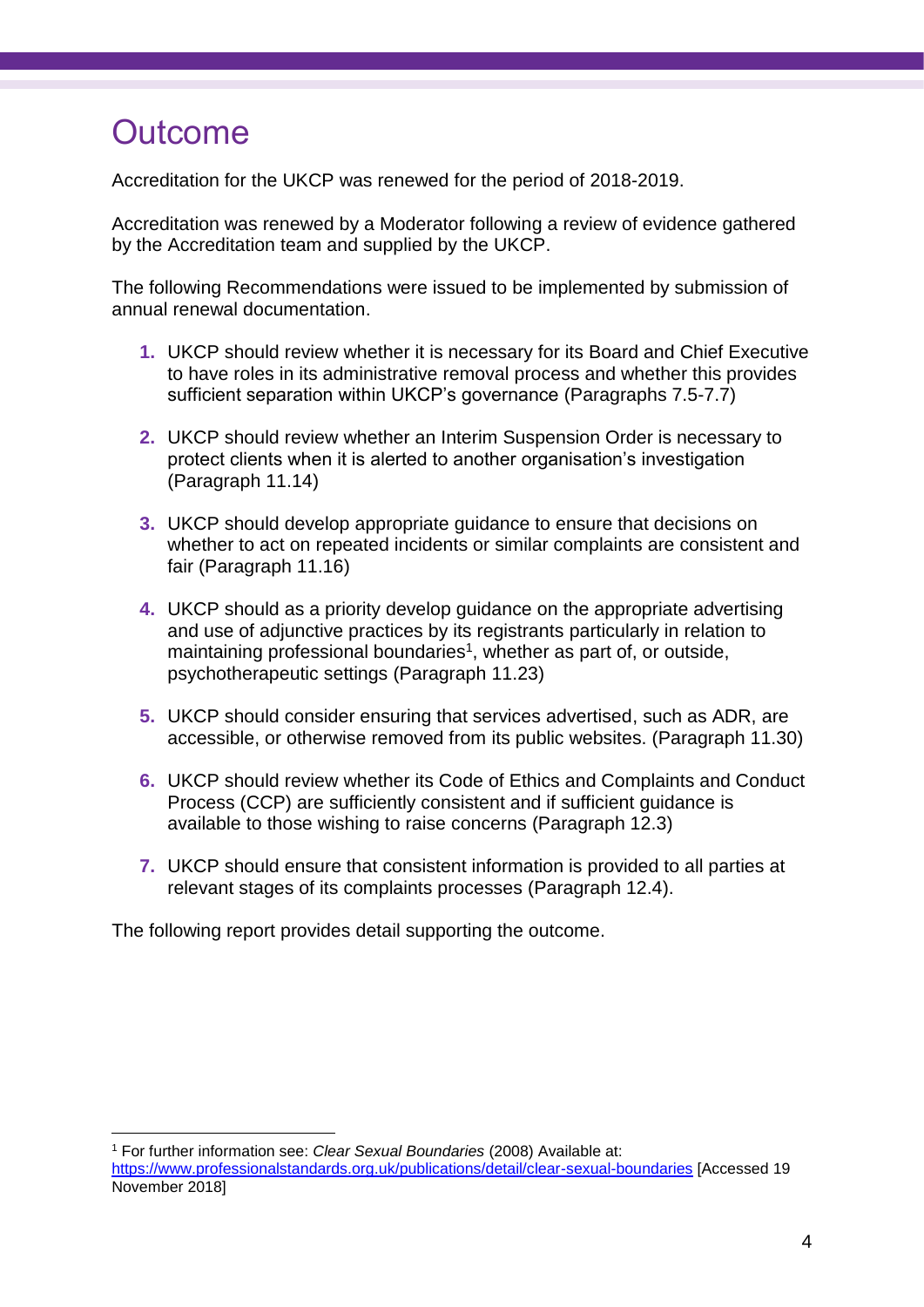# Outcome

Accreditation for the UKCP was renewed for the period of 2018-2019.

Accreditation was renewed by a Moderator following a review of evidence gathered by the Accreditation team and supplied by the UKCP.

The following Recommendations were issued to be implemented by submission of annual renewal documentation.

1. UKCP should review whether it is necessary for its Board and Chief Executive to have roles in its administrative removal process and whether this provides sufficient separation within UKCP's governance (Paragraphs 7.5-7.7)

2. UKCP should review whether an Interim Suspension Order is necessary to protect clients when it is alerted to another organisation's investigation (Paragraph 11.14)

3. UKCP should develop appropriate guidance to ensure that decisions on whether to act on repeated incidents or similar complaints are consistent and fair (Paragraph 11.16)

4. UKCP should as a priority develop guidance on the appropriate advertising and use of adjunctive practices by its registrants particularly in relation to maintaining professional boundaries[1], whether as part of, or outside, psychotherapeutic settings (Paragraph 11.23)

5. UKCP should consider ensuring that services advertised, such as ADR, are accessible, or otherwise removed from its public websites. (Paragraph 11.30)

6. UKCP should review whether its Code of Ethics and Complaints and Conduct Process (CCP) are sufficiently consistent and if sufficient guidance is available to those wishing to raise concerns (Paragraph 12.3)

7. UKCP should ensure that consistent information is provided to all parties at relevant stages of its complaints processes (Paragraph 12.4).

The following report provides detail supporting the outcome.

[1] For further information see: *Clear Sexual Boundaries* (2008) Available at: https://www.professionalstandards.org.uk/publications/detail/clear-sexual-boundaries [Accessed 19 November 2018]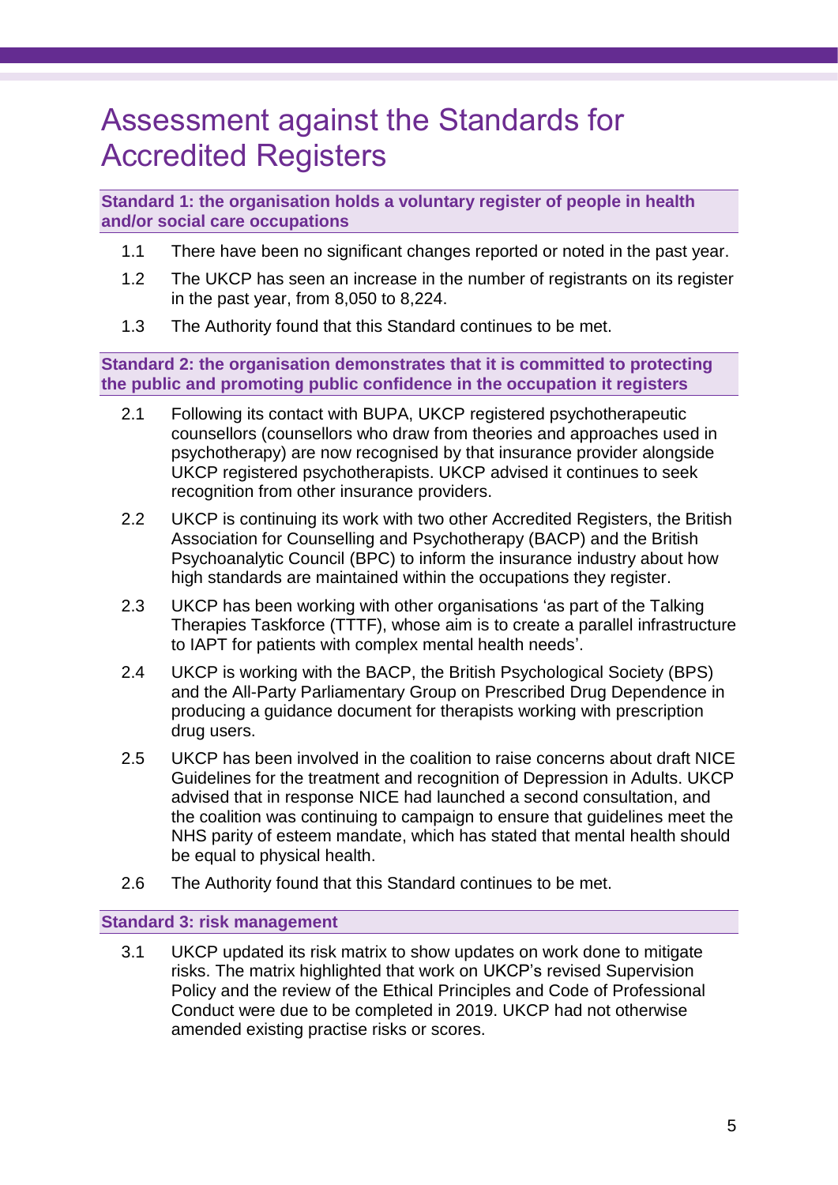# Assessment against the Standards for Accredited Registers

### Standard 1: the organisation holds a voluntary register of people in health and/or social care occupations

1.1 There have been no significant changes reported or noted in the past year.

1.2 The UKCP has seen an increase in the number of registrants on its register in the past year, from 8,050 to 8,224.

1.3 The Authority found that this Standard continues to be met.

### Standard 2: the organisation demonstrates that it is committed to protecting the public and promoting public confidence in the occupation it registers

2.1 Following its contact with BUPA, UKCP registered psychotherapeutic counsellors (counsellors who draw from theories and approaches used in psychotherapy) are now recognised by that insurance provider alongside UKCP registered psychotherapists. UKCP advised it continues to seek recognition from other insurance providers.

2.2 UKCP is continuing its work with two other Accredited Registers, the British Association for Counselling and Psychotherapy (BACP) and the British Psychoanalytic Council (BPC) to inform the insurance industry about how high standards are maintained within the occupations they register.

2.3 UKCP has been working with other organisations 'as part of the Talking Therapies Taskforce (TTTF), whose aim is to create a parallel infrastructure to IAPT for patients with complex mental health needs'.

2.4 UKCP is working with the BACP, the British Psychological Society (BPS) and the All-Party Parliamentary Group on Prescribed Drug Dependence in producing a guidance document for therapists working with prescription drug users.

2.5 UKCP has been involved in the coalition to raise concerns about draft NICE Guidelines for the treatment and recognition of Depression in Adults. UKCP advised that in response NICE had launched a second consultation, and the coalition was continuing to campaign to ensure that guidelines meet the NHS parity of esteem mandate, which has stated that mental health should be equal to physical health.

2.6 The Authority found that this Standard continues to be met.

### Standard 3: risk management

3.1 UKCP updated its risk matrix to show updates on work done to mitigate risks. The matrix highlighted that work on UKCP's revised Supervision Policy and the review of the Ethical Principles and Code of Professional Conduct were due to be completed in 2019. UKCP had not otherwise amended existing practise risks or scores.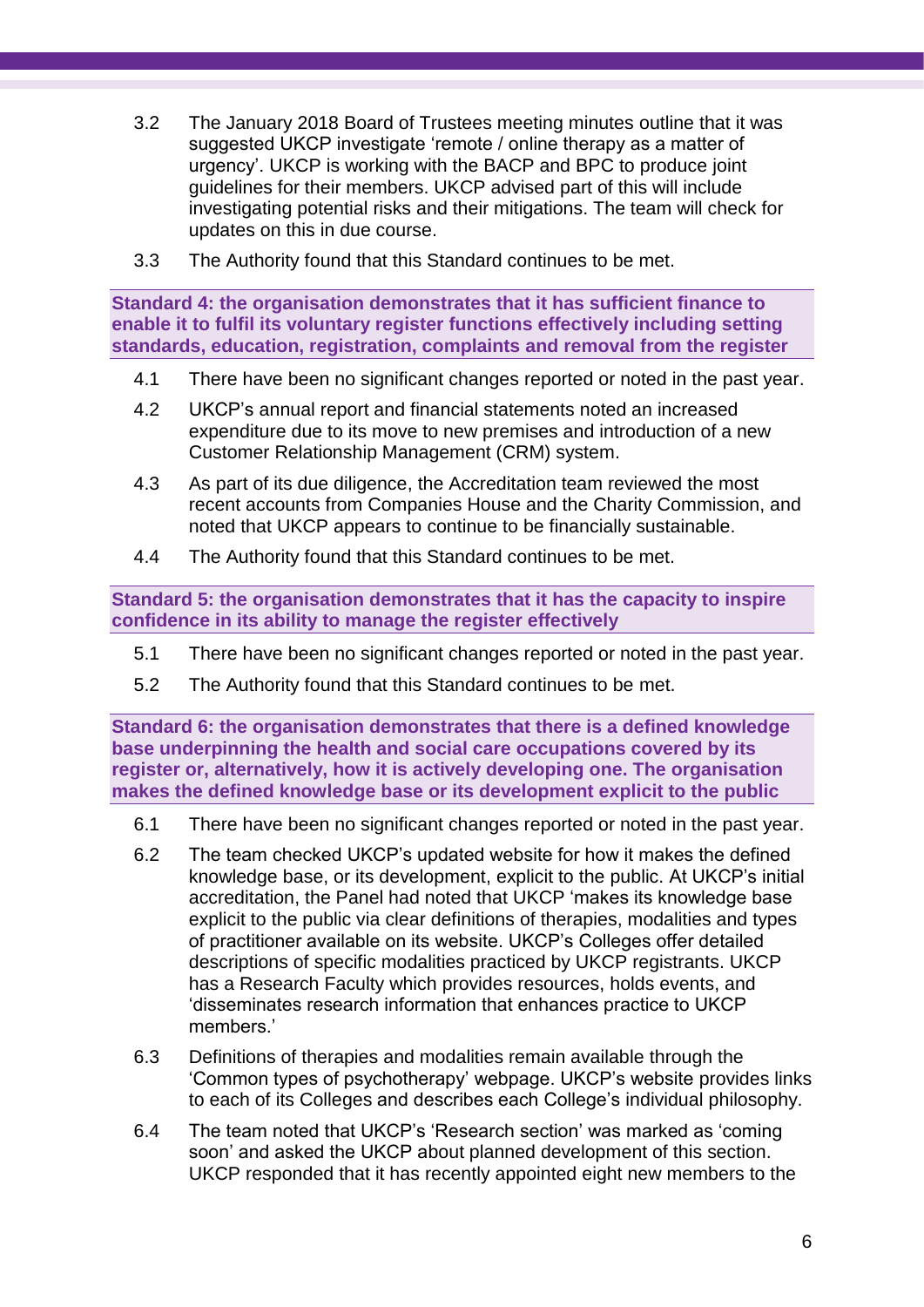3.2 The January 2018 Board of Trustees meeting minutes outline that it was suggested UKCP investigate 'remote / online therapy as a matter of urgency'. UKCP is working with the BACP and BPC to produce joint guidelines for their members. UKCP advised part of this will include investigating potential risks and their mitigations. The team will check for updates on this in due course.

3.3 The Authority found that this Standard continues to be met.

### Standard 4: the organisation demonstrates that it has sufficient finance to enable it to fulfil its voluntary register functions effectively including setting standards, education, registration, complaints and removal from the register

4.1 There have been no significant changes reported or noted in the past year.

4.2 UKCP's annual report and financial statements noted an increased expenditure due to its move to new premises and introduction of a new Customer Relationship Management (CRM) system.

4.3 As part of its due diligence, the Accreditation team reviewed the most recent accounts from Companies House and the Charity Commission, and noted that UKCP appears to continue to be financially sustainable.

4.4 The Authority found that this Standard continues to be met.

### Standard 5: the organisation demonstrates that it has the capacity to inspire confidence in its ability to manage the register effectively

5.1 There have been no significant changes reported or noted in the past year.

5.2 The Authority found that this Standard continues to be met.

### Standard 6: the organisation demonstrates that there is a defined knowledge base underpinning the health and social care occupations covered by its register or, alternatively, how it is actively developing one. The organisation makes the defined knowledge base or its development explicit to the public

6.1 There have been no significant changes reported or noted in the past year.

6.2 The team checked UKCP's updated website for how it makes the defined knowledge base, or its development, explicit to the public. At UKCP's initial accreditation, the Panel had noted that UKCP 'makes its knowledge base explicit to the public via clear definitions of therapies, modalities and types of practitioner available on its website. UKCP's Colleges offer detailed descriptions of specific modalities practiced by UKCP registrants. UKCP has a Research Faculty which provides resources, holds events, and 'disseminates research information that enhances practice to UKCP members.'

6.3 Definitions of therapies and modalities remain available through the 'Common types of psychotherapy' webpage. UKCP's website provides links to each of its Colleges and describes each College's individual philosophy.

6.4 The team noted that UKCP's 'Research section' was marked as 'coming soon' and asked the UKCP about planned development of this section. UKCP responded that it has recently appointed eight new members to the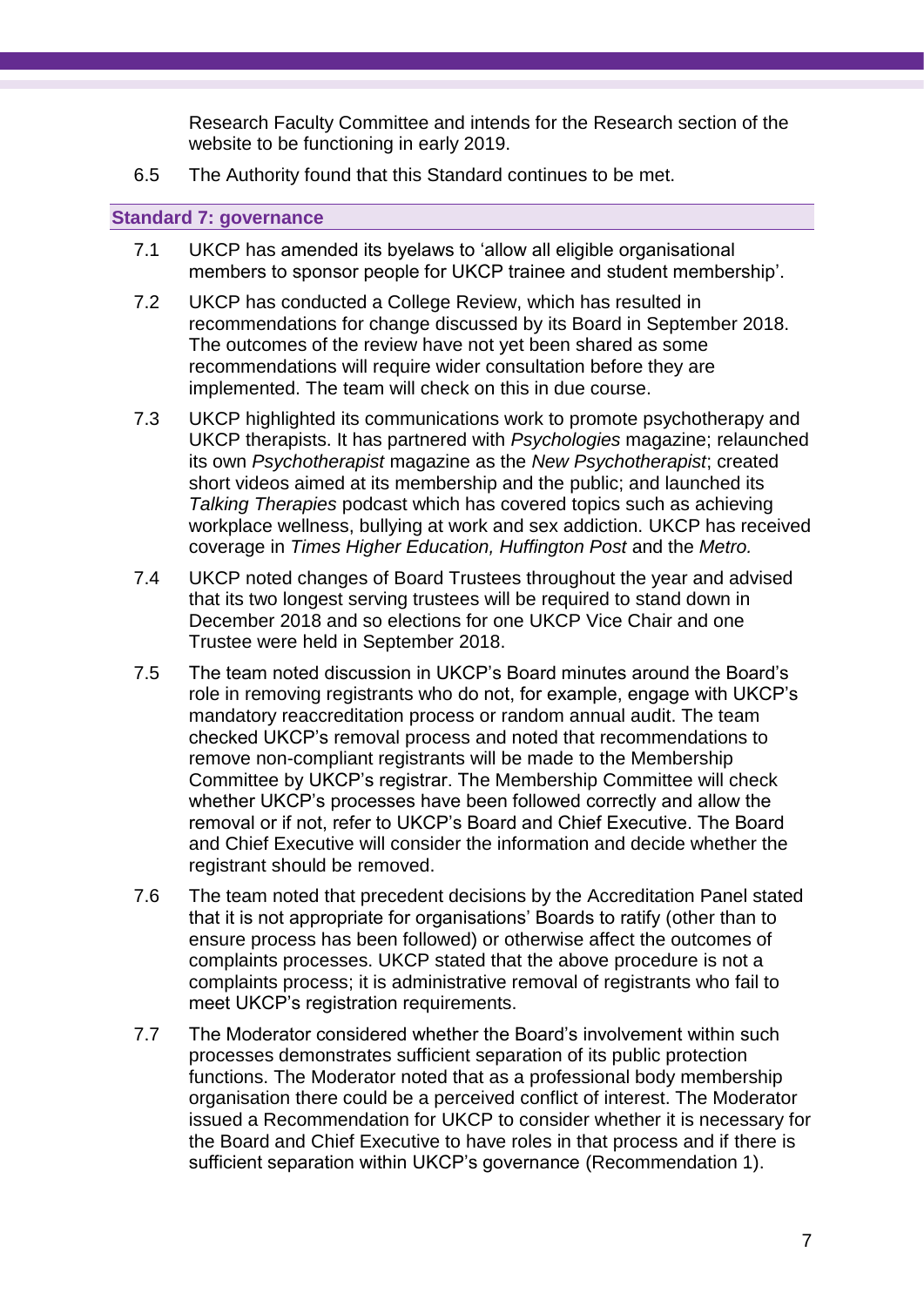Research Faculty Committee and intends for the Research section of the website to be functioning in early 2019.

6.5 The Authority found that this Standard continues to be met.

## Standard 7: governance

7.1 UKCP has amended its byelaws to 'allow all eligible organisational members to sponsor people for UKCP trainee and student membership'.

7.2 UKCP has conducted a College Review, which has resulted in recommendations for change discussed by its Board in September 2018. The outcomes of the review have not yet been shared as some recommendations will require wider consultation before they are implemented. The team will check on this in due course.

7.3 UKCP highlighted its communications work to promote psychotherapy and UKCP therapists. It has partnered with *Psychologies* magazine; relaunched its own *Psychotherapist* magazine as the *New Psychotherapist*; created short videos aimed at its membership and the public; and launched its *Talking Therapies* podcast which has covered topics such as achieving workplace wellness, bullying at work and sex addiction. UKCP has received coverage in *Times Higher Education, Huffington Post* and the *Metro.*

7.4 UKCP noted changes of Board Trustees throughout the year and advised that its two longest serving trustees will be required to stand down in December 2018 and so elections for one UKCP Vice Chair and one Trustee were held in September 2018.

7.5 The team noted discussion in UKCP's Board minutes around the Board's role in removing registrants who do not, for example, engage with UKCP's mandatory reaccreditation process or random annual audit. The team checked UKCP's removal process and noted that recommendations to remove non-compliant registrants will be made to the Membership Committee by UKCP's registrar. The Membership Committee will check whether UKCP's processes have been followed correctly and allow the removal or if not, refer to UKCP's Board and Chief Executive. The Board and Chief Executive will consider the information and decide whether the registrant should be removed.

7.6 The team noted that precedent decisions by the Accreditation Panel stated that it is not appropriate for organisations' Boards to ratify (other than to ensure process has been followed) or otherwise affect the outcomes of complaints processes. UKCP stated that the above procedure is not a complaints process; it is administrative removal of registrants who fail to meet UKCP's registration requirements.

7.7 The Moderator considered whether the Board's involvement within such processes demonstrates sufficient separation of its public protection functions. The Moderator noted that as a professional body membership organisation there could be a perceived conflict of interest. The Moderator issued a Recommendation for UKCP to consider whether it is necessary for the Board and Chief Executive to have roles in that process and if there is sufficient separation within UKCP's governance (Recommendation 1).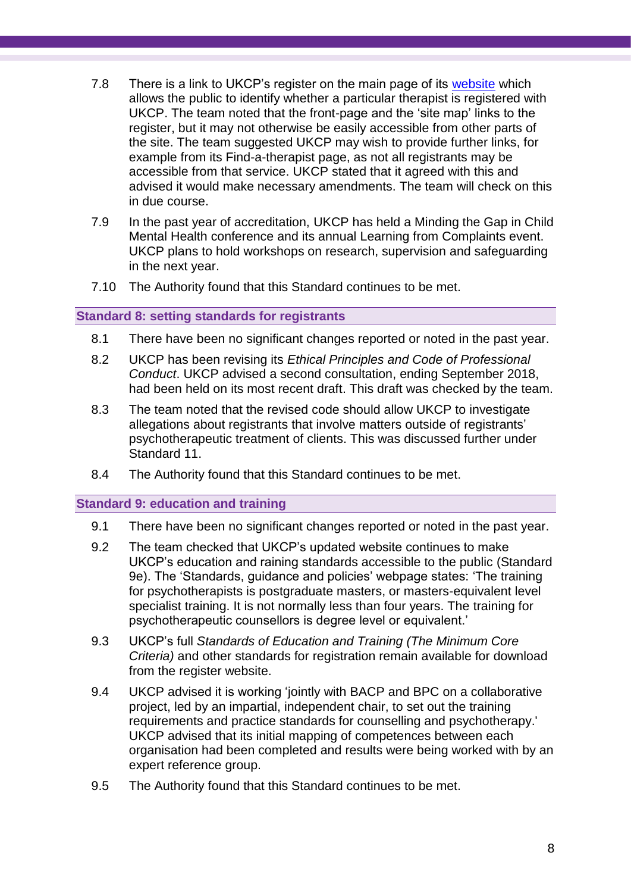7.8 There is a link to UKCP's register on the main page of its [website](#) which allows the public to identify whether a particular therapist is registered with UKCP. The team noted that the front-page and the 'site map' links to the register, but it may not otherwise be easily accessible from other parts of the site. The team suggested UKCP may wish to provide further links, for example from its Find-a-therapist page, as not all registrants may be accessible from that service. UKCP stated that it agreed with this and advised it would make necessary amendments. The team will check on this in due course.

7.9 In the past year of accreditation, UKCP has held a Minding the Gap in Child Mental Health conference and its annual Learning from Complaints event. UKCP plans to hold workshops on research, supervision and safeguarding in the next year.

7.10 The Authority found that this Standard continues to be met.

### Standard 8: setting standards for registrants

8.1 There have been no significant changes reported or noted in the past year.

8.2 UKCP has been revising its *Ethical Principles and Code of Professional Conduct*. UKCP advised a second consultation, ending September 2018, had been held on its most recent draft. This draft was checked by the team.

8.3 The team noted that the revised code should allow UKCP to investigate allegations about registrants that involve matters outside of registrants' psychotherapeutic treatment of clients. This was discussed further under Standard 11.

8.4 The Authority found that this Standard continues to be met.

### Standard 9: education and training

9.1 There have been no significant changes reported or noted in the past year.

9.2 The team checked that UKCP's updated website continues to make UKCP's education and raining standards accessible to the public (Standard 9e). The 'Standards, guidance and policies' webpage states: 'The training for psychotherapists is postgraduate masters, or masters-equivalent level specialist training. It is not normally less than four years. The training for psychotherapeutic counsellors is degree level or equivalent.'

9.3 UKCP's full *Standards of Education and Training (The Minimum Core Criteria)* and other standards for registration remain available for download from the register website.

9.4 UKCP advised it is working 'jointly with BACP and BPC on a collaborative project, led by an impartial, independent chair, to set out the training requirements and practice standards for counselling and psychotherapy.' UKCP advised that its initial mapping of competences between each organisation had been completed and results were being worked with by an expert reference group.

9.5 The Authority found that this Standard continues to be met.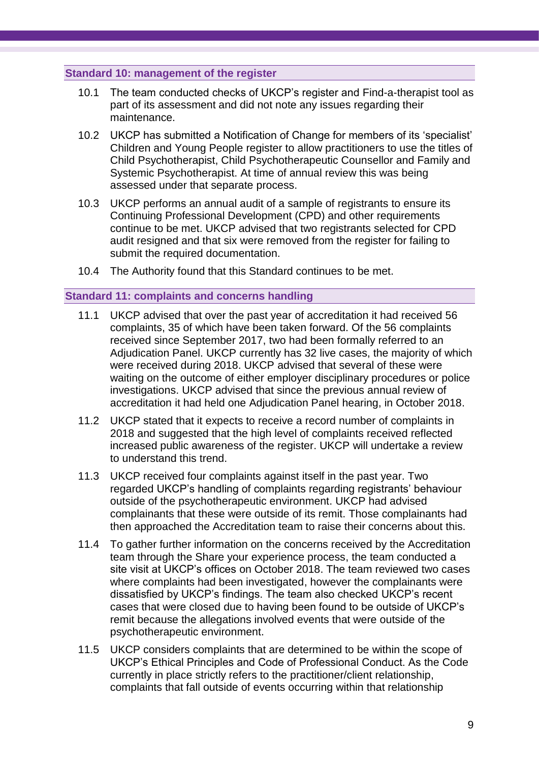### Standard 10: management of the register

10.1 The team conducted checks of UKCP's register and Find-a-therapist tool as part of its assessment and did not note any issues regarding their maintenance.

10.2 UKCP has submitted a Notification of Change for members of its 'specialist' Children and Young People register to allow practitioners to use the titles of Child Psychotherapist, Child Psychotherapeutic Counsellor and Family and Systemic Psychotherapist. At time of annual review this was being assessed under that separate process.

10.3 UKCP performs an annual audit of a sample of registrants to ensure its Continuing Professional Development (CPD) and other requirements continue to be met. UKCP advised that two registrants selected for CPD audit resigned and that six were removed from the register for failing to submit the required documentation.

10.4 The Authority found that this Standard continues to be met.

### Standard 11: complaints and concerns handling

11.1 UKCP advised that over the past year of accreditation it had received 56 complaints, 35 of which have been taken forward. Of the 56 complaints received since September 2017, two had been formally referred to an Adjudication Panel. UKCP currently has 32 live cases, the majority of which were received during 2018. UKCP advised that several of these were waiting on the outcome of either employer disciplinary procedures or police investigations. UKCP advised that since the previous annual review of accreditation it had held one Adjudication Panel hearing, in October 2018.

11.2 UKCP stated that it expects to receive a record number of complaints in 2018 and suggested that the high level of complaints received reflected increased public awareness of the register. UKCP will undertake a review to understand this trend.

11.3 UKCP received four complaints against itself in the past year. Two regarded UKCP's handling of complaints regarding registrants' behaviour outside of the psychotherapeutic environment. UKCP had advised complainants that these were outside of its remit. Those complainants had then approached the Accreditation team to raise their concerns about this.

11.4 To gather further information on the concerns received by the Accreditation team through the Share your experience process, the team conducted a site visit at UKCP's offices on October 2018. The team reviewed two cases where complaints had been investigated, however the complainants were dissatisfied by UKCP's findings. The team also checked UKCP's recent cases that were closed due to having been found to be outside of UKCP's remit because the allegations involved events that were outside of the psychotherapeutic environment.

11.5 UKCP considers complaints that are determined to be within the scope of UKCP's Ethical Principles and Code of Professional Conduct. As the Code currently in place strictly refers to the practitioner/client relationship, complaints that fall outside of events occurring within that relationship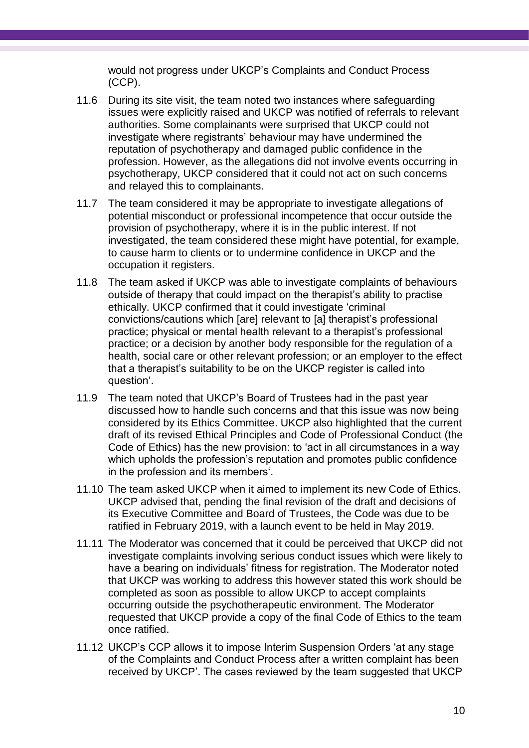would not progress under UKCP's Complaints and Conduct Process (CCP).

11.6 During its site visit, the team noted two instances where safeguarding issues were explicitly raised and UKCP was notified of referrals to relevant authorities. Some complainants were surprised that UKCP could not investigate where registrants' behaviour may have undermined the reputation of psychotherapy and damaged public confidence in the profession. However, as the allegations did not involve events occurring in psychotherapy, UKCP considered that it could not act on such concerns and relayed this to complainants.

11.7 The team considered it may be appropriate to investigate allegations of potential misconduct or professional incompetence that occur outside the provision of psychotherapy, where it is in the public interest. If not investigated, the team considered these might have potential, for example, to cause harm to clients or to undermine confidence in UKCP and the occupation it registers.

11.8 The team asked if UKCP was able to investigate complaints of behaviours outside of therapy that could impact on the therapist's ability to practise ethically. UKCP confirmed that it could investigate 'criminal convictions/cautions which [are] relevant to [a] therapist's professional practice; physical or mental health relevant to a therapist's professional practice; or a decision by another body responsible for the regulation of a health, social care or other relevant profession; or an employer to the effect that a therapist's suitability to be on the UKCP register is called into question'.

11.9 The team noted that UKCP's Board of Trustees had in the past year discussed how to handle such concerns and that this issue was now being considered by its Ethics Committee. UKCP also highlighted that the current draft of its revised Ethical Principles and Code of Professional Conduct (the Code of Ethics) has the new provision: to 'act in all circumstances in a way which upholds the profession's reputation and promotes public confidence in the profession and its members'.

11.10 The team asked UKCP when it aimed to implement its new Code of Ethics. UKCP advised that, pending the final revision of the draft and decisions of its Executive Committee and Board of Trustees, the Code was due to be ratified in February 2019, with a launch event to be held in May 2019.

11.11 The Moderator was concerned that it could be perceived that UKCP did not investigate complaints involving serious conduct issues which were likely to have a bearing on individuals' fitness for registration. The Moderator noted that UKCP was working to address this however stated this work should be completed as soon as possible to allow UKCP to accept complaints occurring outside the psychotherapeutic environment. The Moderator requested that UKCP provide a copy of the final Code of Ethics to the team once ratified.

11.12 UKCP's CCP allows it to impose Interim Suspension Orders 'at any stage of the Complaints and Conduct Process after a written complaint has been received by UKCP'. The cases reviewed by the team suggested that UKCP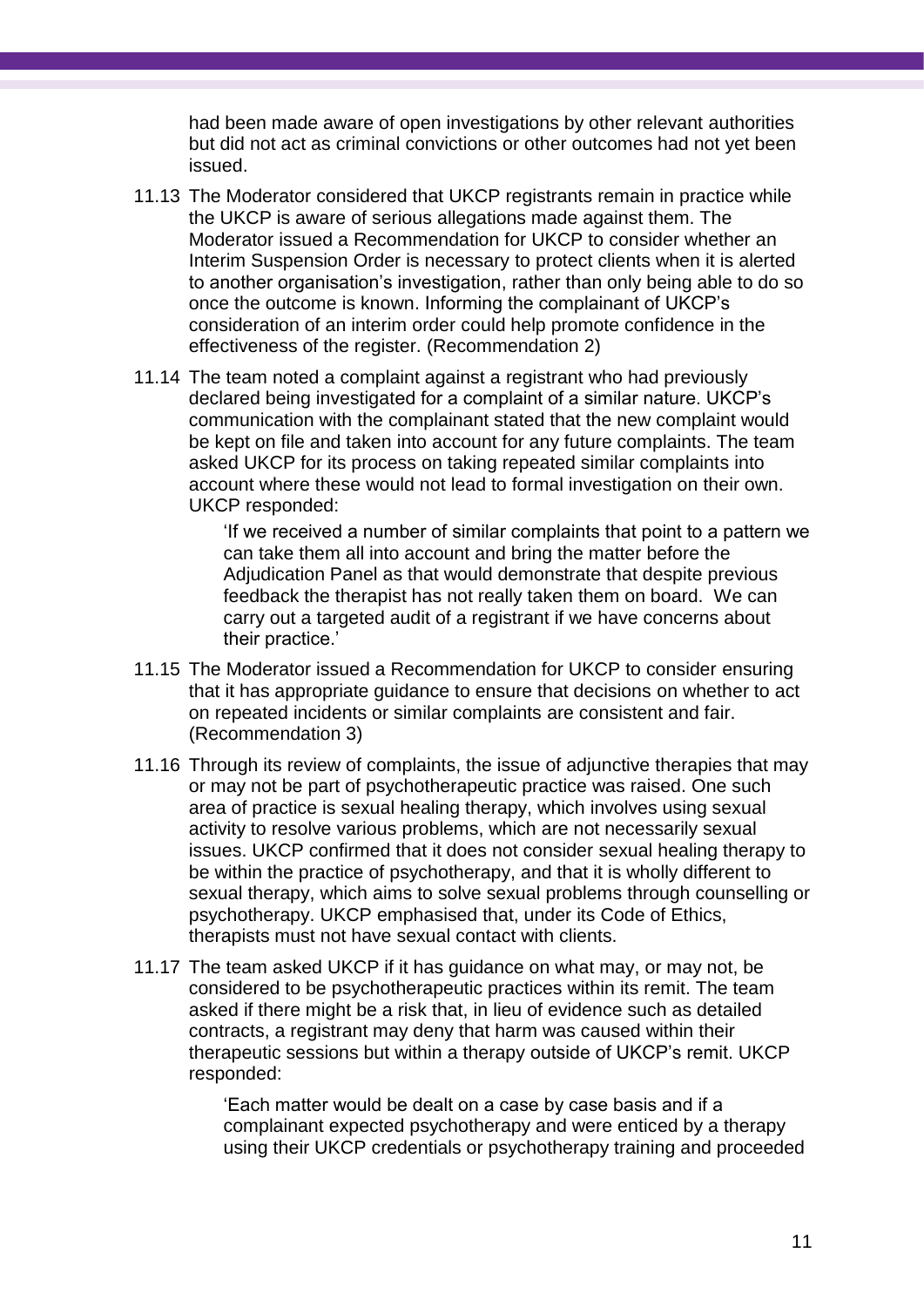had been made aware of open investigations by other relevant authorities but did not act as criminal convictions or other outcomes had not yet been issued.

11.13 The Moderator considered that UKCP registrants remain in practice while the UKCP is aware of serious allegations made against them. The Moderator issued a Recommendation for UKCP to consider whether an Interim Suspension Order is necessary to protect clients when it is alerted to another organisation's investigation, rather than only being able to do so once the outcome is known. Informing the complainant of UKCP's consideration of an interim order could help promote confidence in the effectiveness of the register. (Recommendation 2)

11.14 The team noted a complaint against a registrant who had previously declared being investigated for a complaint of a similar nature. UKCP's communication with the complainant stated that the new complaint would be kept on file and taken into account for any future complaints. The team asked UKCP for its process on taking repeated similar complaints into account where these would not lead to formal investigation on their own. UKCP responded:

> 'If we received a number of similar complaints that point to a pattern we can take them all into account and bring the matter before the Adjudication Panel as that would demonstrate that despite previous feedback the therapist has not really taken them on board. We can carry out a targeted audit of a registrant if we have concerns about their practice.'

11.15 The Moderator issued a Recommendation for UKCP to consider ensuring that it has appropriate guidance to ensure that decisions on whether to act on repeated incidents or similar complaints are consistent and fair. (Recommendation 3)

11.16 Through its review of complaints, the issue of adjunctive therapies that may or may not be part of psychotherapeutic practice was raised. One such area of practice is sexual healing therapy, which involves using sexual activity to resolve various problems, which are not necessarily sexual issues. UKCP confirmed that it does not consider sexual healing therapy to be within the practice of psychotherapy, and that it is wholly different to sexual therapy, which aims to solve sexual problems through counselling or psychotherapy. UKCP emphasised that, under its Code of Ethics, therapists must not have sexual contact with clients.

11.17 The team asked UKCP if it has guidance on what may, or may not, be considered to be psychotherapeutic practices within its remit. The team asked if there might be a risk that, in lieu of evidence such as detailed contracts, a registrant may deny that harm was caused within their therapeutic sessions but within a therapy outside of UKCP's remit. UKCP responded:

> 'Each matter would be dealt on a case by case basis and if a complainant expected psychotherapy and were enticed by a therapy using their UKCP credentials or psychotherapy training and proceeded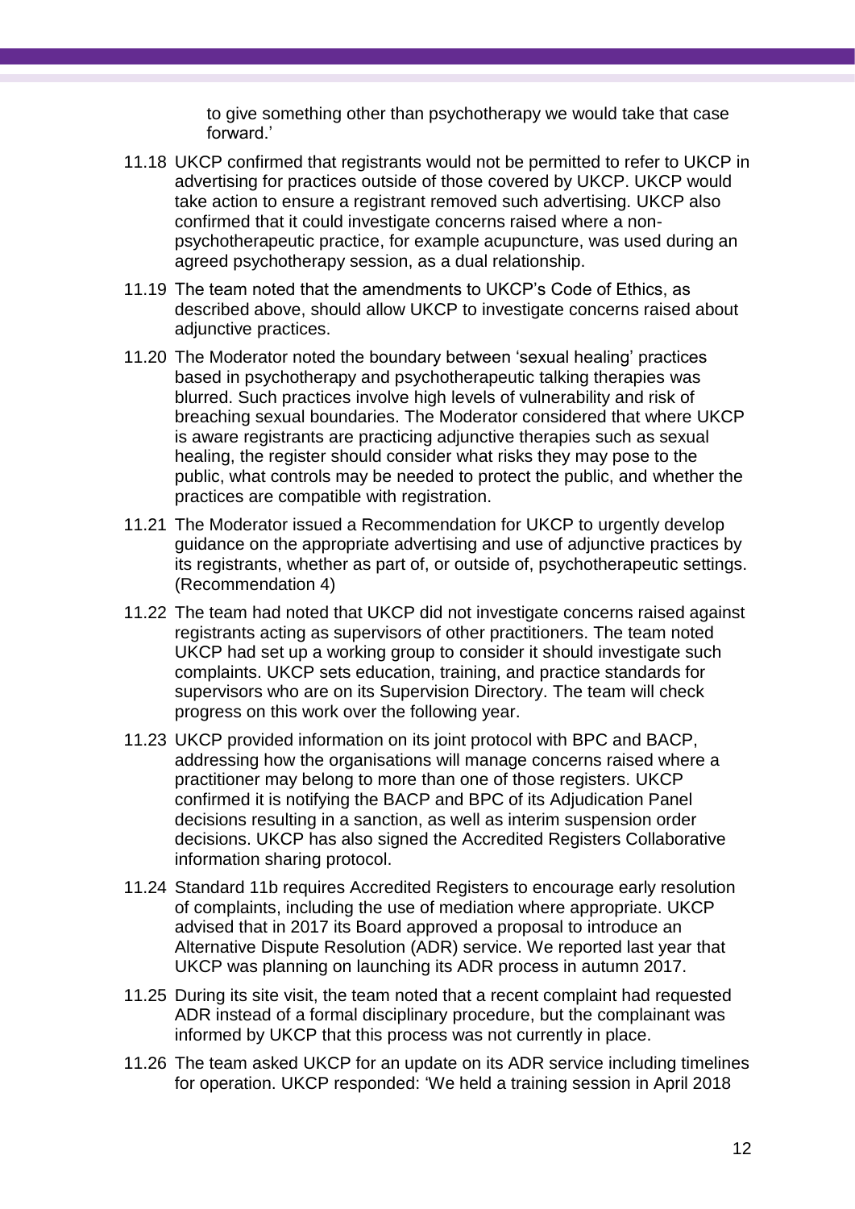to give something other than psychotherapy we would take that case forward.'

11.18 UKCP confirmed that registrants would not be permitted to refer to UKCP in advertising for practices outside of those covered by UKCP. UKCP would take action to ensure a registrant removed such advertising. UKCP also confirmed that it could investigate concerns raised where a non-psychotherapeutic practice, for example acupuncture, was used during an agreed psychotherapy session, as a dual relationship.

11.19 The team noted that the amendments to UKCP's Code of Ethics, as described above, should allow UKCP to investigate concerns raised about adjunctive practices.

11.20 The Moderator noted the boundary between 'sexual healing' practices based in psychotherapy and psychotherapeutic talking therapies was blurred. Such practices involve high levels of vulnerability and risk of breaching sexual boundaries. The Moderator considered that where UKCP is aware registrants are practicing adjunctive therapies such as sexual healing, the register should consider what risks they may pose to the public, what controls may be needed to protect the public, and whether the practices are compatible with registration.

11.21 The Moderator issued a Recommendation for UKCP to urgently develop guidance on the appropriate advertising and use of adjunctive practices by its registrants, whether as part of, or outside of, psychotherapeutic settings. (Recommendation 4)

11.22 The team had noted that UKCP did not investigate concerns raised against registrants acting as supervisors of other practitioners. The team noted UKCP had set up a working group to consider it should investigate such complaints. UKCP sets education, training, and practice standards for supervisors who are on its Supervision Directory. The team will check progress on this work over the following year.

11.23 UKCP provided information on its joint protocol with BPC and BACP, addressing how the organisations will manage concerns raised where a practitioner may belong to more than one of those registers. UKCP confirmed it is notifying the BACP and BPC of its Adjudication Panel decisions resulting in a sanction, as well as interim suspension order decisions. UKCP has also signed the Accredited Registers Collaborative information sharing protocol.

11.24 Standard 11b requires Accredited Registers to encourage early resolution of complaints, including the use of mediation where appropriate. UKCP advised that in 2017 its Board approved a proposal to introduce an Alternative Dispute Resolution (ADR) service. We reported last year that UKCP was planning on launching its ADR process in autumn 2017.

11.25 During its site visit, the team noted that a recent complaint had requested ADR instead of a formal disciplinary procedure, but the complainant was informed by UKCP that this process was not currently in place.

11.26 The team asked UKCP for an update on its ADR service including timelines for operation. UKCP responded: 'We held a training session in April 2018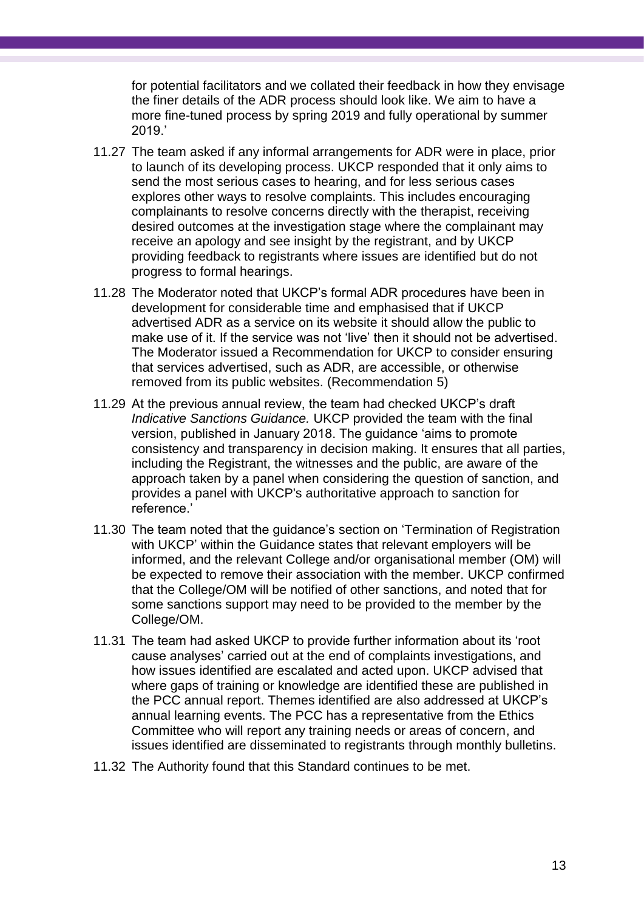for potential facilitators and we collated their feedback in how they envisage the finer details of the ADR process should look like. We aim to have a more fine-tuned process by spring 2019 and fully operational by summer 2019.'

11.27 The team asked if any informal arrangements for ADR were in place, prior to launch of its developing process. UKCP responded that it only aims to send the most serious cases to hearing, and for less serious cases explores other ways to resolve complaints. This includes encouraging complainants to resolve concerns directly with the therapist, receiving desired outcomes at the investigation stage where the complainant may receive an apology and see insight by the registrant, and by UKCP providing feedback to registrants where issues are identified but do not progress to formal hearings.

11.28 The Moderator noted that UKCP's formal ADR procedures have been in development for considerable time and emphasised that if UKCP advertised ADR as a service on its website it should allow the public to make use of it. If the service was not 'live' then it should not be advertised. The Moderator issued a Recommendation for UKCP to consider ensuring that services advertised, such as ADR, are accessible, or otherwise removed from its public websites. (Recommendation 5)

11.29 At the previous annual review, the team had checked UKCP's draft *Indicative Sanctions Guidance.* UKCP provided the team with the final version, published in January 2018. The guidance 'aims to promote consistency and transparency in decision making. It ensures that all parties, including the Registrant, the witnesses and the public, are aware of the approach taken by a panel when considering the question of sanction, and provides a panel with UKCP's authoritative approach to sanction for reference.'

11.30 The team noted that the guidance's section on 'Termination of Registration with UKCP' within the Guidance states that relevant employers will be informed, and the relevant College and/or organisational member (OM) will be expected to remove their association with the member. UKCP confirmed that the College/OM will be notified of other sanctions, and noted that for some sanctions support may need to be provided to the member by the College/OM.

11.31 The team had asked UKCP to provide further information about its 'root cause analyses' carried out at the end of complaints investigations, and how issues identified are escalated and acted upon. UKCP advised that where gaps of training or knowledge are identified these are published in the PCC annual report. Themes identified are also addressed at UKCP's annual learning events. The PCC has a representative from the Ethics Committee who will report any training needs or areas of concern, and issues identified are disseminated to registrants through monthly bulletins.

11.32 The Authority found that this Standard continues to be met.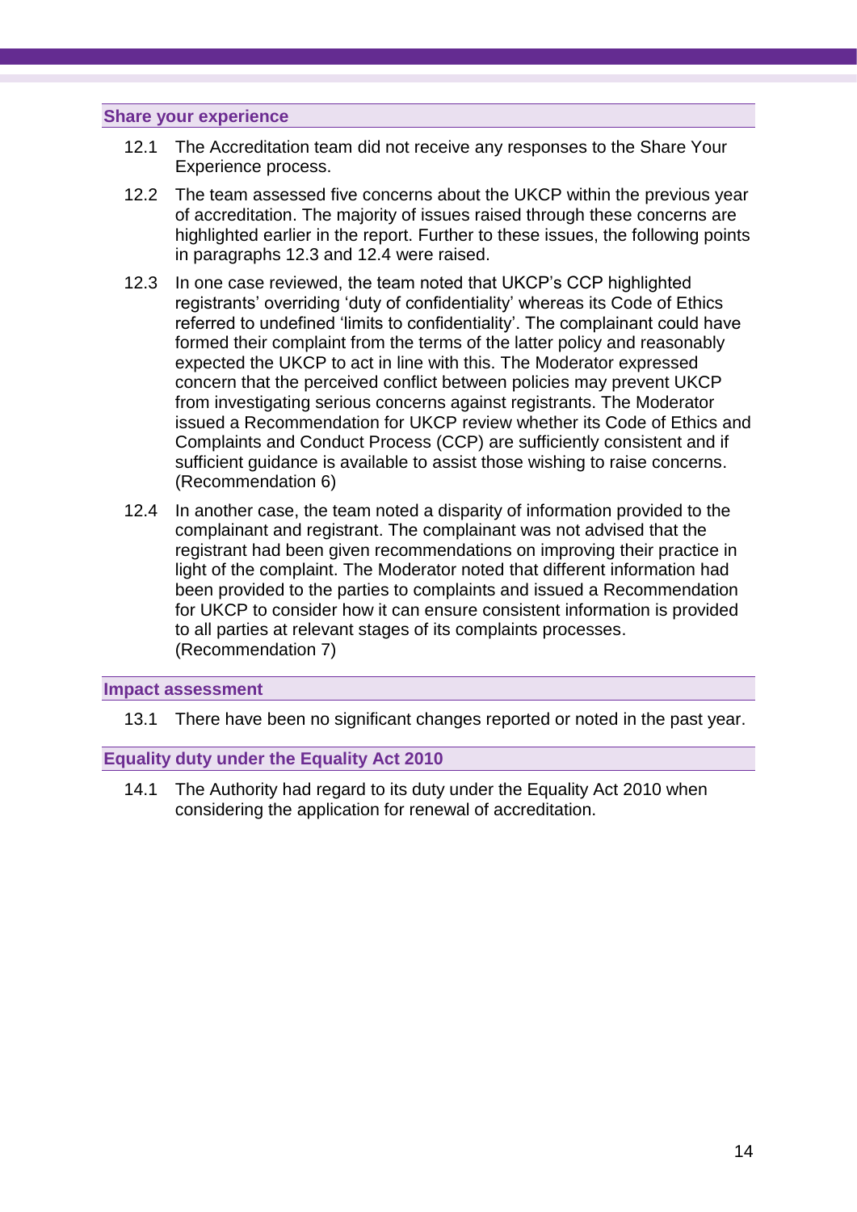## Share your experience

12.1 The Accreditation team did not receive any responses to the Share Your Experience process.

12.2 The team assessed five concerns about the UKCP within the previous year of accreditation. The majority of issues raised through these concerns are highlighted earlier in the report. Further to these issues, the following points in paragraphs 12.3 and 12.4 were raised.

12.3 In one case reviewed, the team noted that UKCP's CCP highlighted registrants' overriding 'duty of confidentiality' whereas its Code of Ethics referred to undefined 'limits to confidentiality'. The complainant could have formed their complaint from the terms of the latter policy and reasonably expected the UKCP to act in line with this. The Moderator expressed concern that the perceived conflict between policies may prevent UKCP from investigating serious concerns against registrants. The Moderator issued a Recommendation for UKCP review whether its Code of Ethics and Complaints and Conduct Process (CCP) are sufficiently consistent and if sufficient guidance is available to assist those wishing to raise concerns. (Recommendation 6)

12.4 In another case, the team noted a disparity of information provided to the complainant and registrant. The complainant was not advised that the registrant had been given recommendations on improving their practice in light of the complaint. The Moderator noted that different information had been provided to the parties to complaints and issued a Recommendation for UKCP to consider how it can ensure consistent information is provided to all parties at relevant stages of its complaints processes. (Recommendation 7)

## Impact assessment

13.1 There have been no significant changes reported or noted in the past year.

## Equality duty under the Equality Act 2010

14.1 The Authority had regard to its duty under the Equality Act 2010 when considering the application for renewal of accreditation.